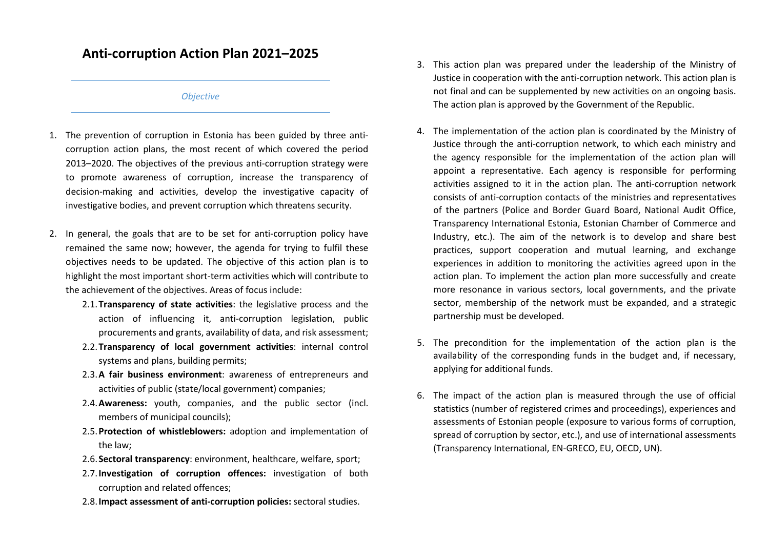# Anti-corruption Action Plan 2021–2025

*Objective*

1. The prevention of corruption in Estonia has been guided by three anti-corruption action plans, the most recent of which covered the period 2013–2020. The objectives of the previous anti-corruption strategy were to promote awareness of corruption, increase the transparency of decision-making and activities, develop the investigative capacity of investigative bodies, and prevent corruption which threatens security.

2. In general, the goals that are to be set for anti-corruption policy have remained the same now; however, the agenda for trying to fulfil these objectives needs to be updated. The objective of this action plan is to highlight the most important short-term activities which will contribute to the achievement of the objectives. Areas of focus include:
   2.1. **Transparency of state activities**: the legislative process and the action of influencing it, anti-corruption legislation, public procurements and grants, availability of data, and risk assessment;
   2.2. **Transparency of local government activities**: internal control systems and plans, building permits;
   2.3. **A fair business environment**: awareness of entrepreneurs and activities of public (state/local government) companies;
   2.4. **Awareness:** youth, companies, and the public sector (incl. members of municipal councils);
   2.5. **Protection of whistleblowers:** adoption and implementation of the law;
   2.6. **Sectoral transparency**: environment, healthcare, welfare, sport;
   2.7. **Investigation of corruption offences:** investigation of both corruption and related offences;
   2.8. **Impact assessment of anti-corruption policies:** sectoral studies.

3. This action plan was prepared under the leadership of the Ministry of Justice in cooperation with the anti-corruption network. This action plan is not final and can be supplemented by new activities on an ongoing basis. The action plan is approved by the Government of the Republic.

4. The implementation of the action plan is coordinated by the Ministry of Justice through the anti-corruption network, to which each ministry and the agency responsible for the implementation of the action plan will appoint a representative. Each agency is responsible for performing activities assigned to it in the action plan. The anti-corruption network consists of anti-corruption contacts of the ministries and representatives of the partners (Police and Border Guard Board, National Audit Office, Transparency International Estonia, Estonian Chamber of Commerce and Industry, etc.). The aim of the network is to develop and share best practices, support cooperation and mutual learning, and exchange experiences in addition to monitoring the activities agreed upon in the action plan. To implement the action plan more successfully and create more resonance in various sectors, local governments, and the private sector, membership of the network must be expanded, and a strategic partnership must be developed.

5. The precondition for the implementation of the action plan is the availability of the corresponding funds in the budget and, if necessary, applying for additional funds.

6. The impact of the action plan is measured through the use of official statistics (number of registered crimes and proceedings), experiences and assessments of Estonian people (exposure to various forms of corruption, spread of corruption by sector, etc.), and use of international assessments (Transparency International, EN-GRECO, EU, OECD, UN).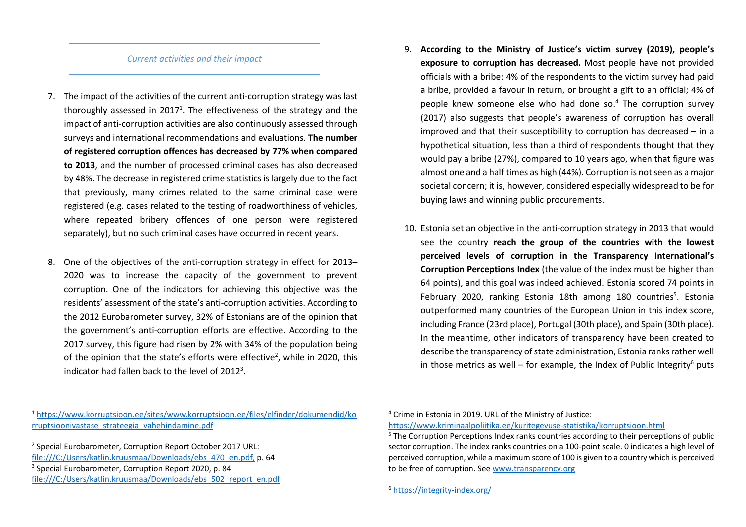*Current activities and their impact*

7. The impact of the activities of the current anti-corruption strategy was last thoroughly assessed in 2017[1]. The effectiveness of the strategy and the impact of anti-corruption activities are also continuously assessed through surveys and international recommendations and evaluations. **The number of registered corruption offences has decreased by 77% when compared to 2013**, and the number of processed criminal cases has also decreased by 48%. The decrease in registered crime statistics is largely due to the fact that previously, many crimes related to the same criminal case were registered (e.g. cases related to the testing of roadworthiness of vehicles, where repeated bribery offences of one person were registered separately), but no such criminal cases have occurred in recent years.

8. One of the objectives of the anti-corruption strategy in effect for 2013–2020 was to increase the capacity of the government to prevent corruption. One of the indicators for achieving this objective was the residents' assessment of the state's anti-corruption activities. According to the 2012 Eurobarometer survey, 32% of Estonians are of the opinion that the government's anti-corruption efforts are effective. According to the 2017 survey, this figure had risen by 2% with 34% of the population being of the opinion that the state's efforts were effective[2], while in 2020, this indicator had fallen back to the level of 2012[3].

9. **According to the Ministry of Justice's victim survey (2019), people's exposure to corruption has decreased.** Most people have not provided officials with a bribe: 4% of the respondents to the victim survey had paid a bribe, provided a favour in return, or brought a gift to an official; 4% of people knew someone else who had done so.[4] The corruption survey (2017) also suggests that people's awareness of corruption has overall improved and that their susceptibility to corruption has decreased – in a hypothetical situation, less than a third of respondents thought that they would pay a bribe (27%), compared to 10 years ago, when that figure was almost one and a half times as high (44%). Corruption is not seen as a major societal concern; it is, however, considered especially widespread to be for buying laws and winning public procurements.

10. Estonia set an objective in the anti-corruption strategy in 2013 that would see the country **reach the group of the countries with the lowest perceived levels of corruption in the Transparency International's Corruption Perceptions Index** (the value of the index must be higher than 64 points), and this goal was indeed achieved. Estonia scored 74 points in February 2020, ranking Estonia 18th among 180 countries[5]. Estonia outperformed many countries of the European Union in this index score, including France (23rd place), Portugal (30th place), and Spain (30th place). In the meantime, other indicators of transparency have been created to describe the transparency of state administration, Estonia ranks rather well in those metrics as well – for example, the Index of Public Integrity[6] puts

---

[1] https://www.korruptsioon.ee/sites/www.korruptsioon.ee/files/elfinder/dokumendid/korruptsioonivastase_strateegia_vahehindamine.pdf

[2] Special Eurobarometer, Corruption Report October 2017 URL: file:///C:/Users/katlin.kruusmaa/Downloads/ebs_470_en.pdf, p. 64

[3] Special Eurobarometer, Corruption Report 2020, p. 84 file:///C:/Users/katlin.kruusmaa/Downloads/ebs_502_report_en.pdf

[4] Crime in Estonia in 2019. URL of the Ministry of Justice: https://www.kriminaalpoliitika.ee/kuritegevuse-statistika/korruptsioon.html

[5] The Corruption Perceptions Index ranks countries according to their perceptions of public sector corruption. The index ranks countries on a 100-point scale. 0 indicates a high level of perceived corruption, while a maximum score of 100 is given to a country which is perceived to be free of corruption. See www.transparency.org

[6] https://integrity-index.org/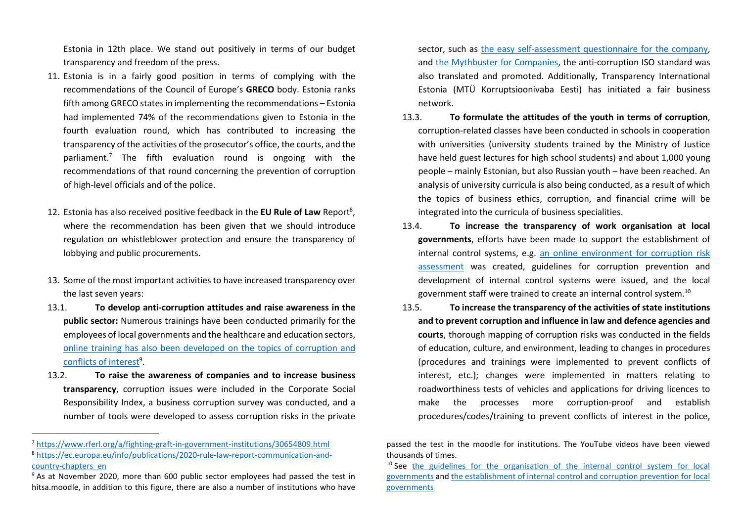Estonia in 12th place. We stand out positively in terms of our budget transparency and freedom of the press.

11. Estonia is in a fairly good position in terms of complying with the recommendations of the Council of Europe's **GRECO** body. Estonia ranks fifth among GRECO states in implementing the recommendations – Estonia had implemented 74% of the recommendations given to Estonia in the fourth evaluation round, which has contributed to increasing the transparency of the activities of the prosecutor's office, the courts, and the parliament.[7] The fifth evaluation round is ongoing with the recommendations of that round concerning the prevention of corruption of high-level officials and of the police.

12. Estonia has also received positive feedback in the **EU Rule of Law** Report[8], where the recommendation has been given that we should introduce regulation on whistleblower protection and ensure the transparency of lobbying and public procurements.

13. Some of the most important activities to have increased transparency over the last seven years:

13.1. **To develop anti-corruption attitudes and raise awareness in the public sector:** Numerous trainings have been conducted primarily for the employees of local governments and the healthcare and education sectors, online training has also been developed on the topics of corruption and conflicts of interest[9].

13.2. **To raise the awareness of companies and to increase business transparency**, corruption issues were included in the Corporate Social Responsibility Index, a business corruption survey was conducted, and a number of tools were developed to assess corruption risks in the private sector, such as the easy self-assessment questionnaire for the company, and the Mythbuster for Companies, the anti-corruption ISO standard was also translated and promoted. Additionally, Transparency International Estonia (MTÜ Korruptsioonivaba Eesti) has initiated a fair business network.

13.3. **To formulate the attitudes of the youth in terms of corruption**, corruption-related classes have been conducted in schools in cooperation with universities (university students trained by the Ministry of Justice have held guest lectures for high school students) and about 1,000 young people – mainly Estonian, but also Russian youth – have been reached. An analysis of university curricula is also being conducted, as a result of which the topics of business ethics, corruption, and financial crime will be integrated into the curricula of business specialities.

13.4. **To increase the transparency of work organisation at local governments**, efforts have been made to support the establishment of internal control systems, e.g. an online environment for corruption risk assessment was created, guidelines for corruption prevention and development of internal control systems were issued, and the local government staff were trained to create an internal control system.[10]

13.5. **To increase the transparency of the activities of state institutions and to prevent corruption and influence in law and defence agencies and courts**, thorough mapping of corruption risks was conducted in the fields of education, culture, and environment, leading to changes in procedures (procedures and trainings were implemented to prevent conflicts of interest, etc.); changes were implemented in matters relating to roadworthiness tests of vehicles and applications for driving licences to make the processes more corruption-proof and establish procedures/codes/training to prevent conflicts of interest in the police,

---

[7] https://www.rferl.org/a/fighting-graft-in-government-institutions/30654809.html

[8] https://ec.europa.eu/info/publications/2020-rule-law-report-communication-and-country-chapters_en

[9] As at November 2020, more than 600 public sector employees had passed the test in hitsa.moodle, in addition to this figure, there are also a number of institutions who have passed the test in the moodle for institutions. The YouTube videos have been viewed thousands of times.

[10] See the guidelines for the organisation of the internal control system for local governments and the establishment of internal control and corruption prevention for local governments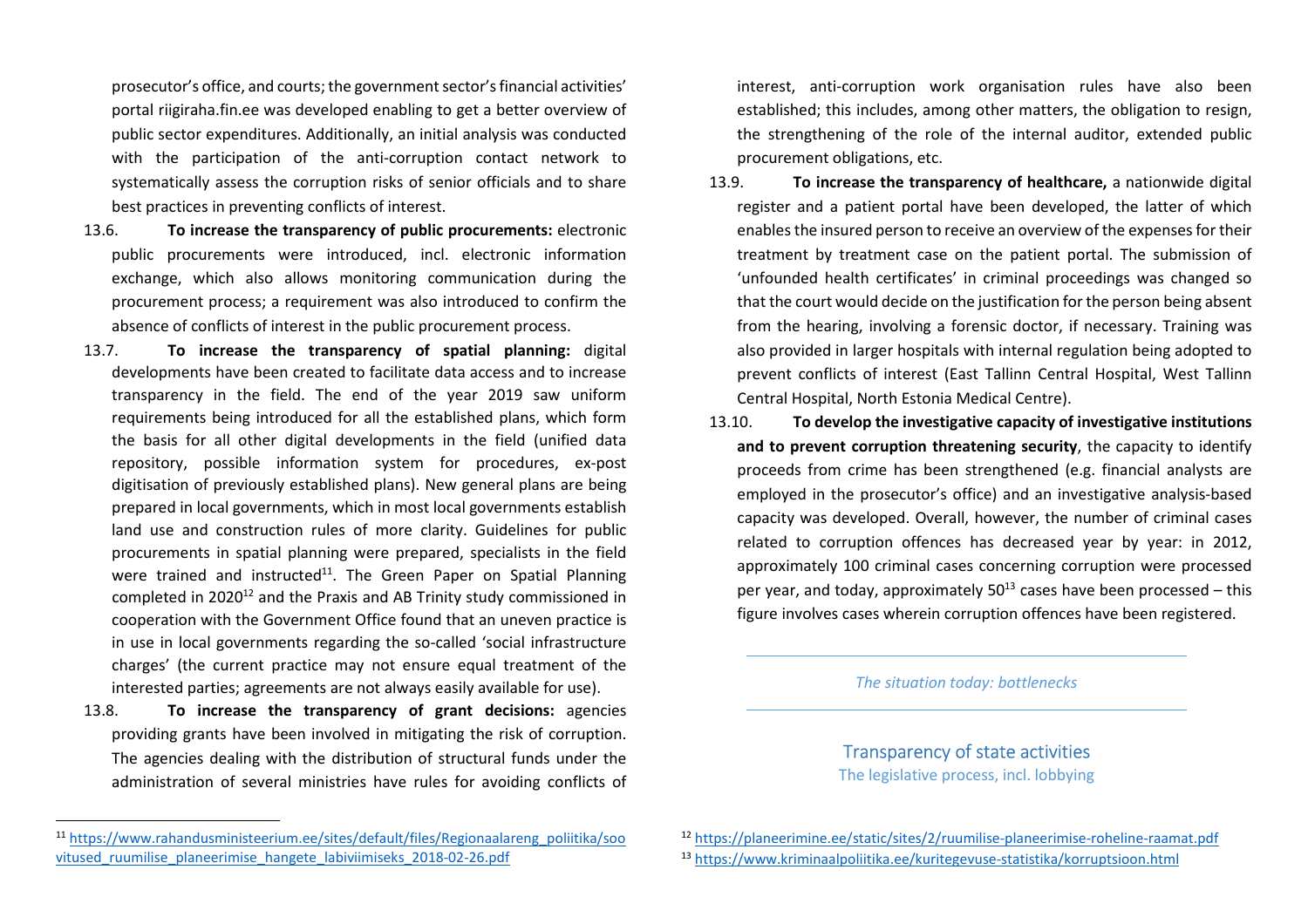prosecutor's office, and courts; the government sector's financial activities' portal riigiraha.fin.ee was developed enabling to get a better overview of public sector expenditures. Additionally, an initial analysis was conducted with the participation of the anti-corruption contact network to systematically assess the corruption risks of senior officials and to share best practices in preventing conflicts of interest.

13.6. **To increase the transparency of public procurements:** electronic public procurements were introduced, incl. electronic information exchange, which also allows monitoring communication during the procurement process; a requirement was also introduced to confirm the absence of conflicts of interest in the public procurement process.

13.7. **To increase the transparency of spatial planning:** digital developments have been created to facilitate data access and to increase transparency in the field. The end of the year 2019 saw uniform requirements being introduced for all the established plans, which form the basis for all other digital developments in the field (unified data repository, possible information system for procedures, ex-post digitisation of previously established plans). New general plans are being prepared in local governments, which in most local governments establish land use and construction rules of more clarity. Guidelines for public procurements in spatial planning were prepared, specialists in the field were trained and instructed[11]. The Green Paper on Spatial Planning completed in 2020[12] and the Praxis and AB Trinity study commissioned in cooperation with the Government Office found that an uneven practice is in use in local governments regarding the so-called 'social infrastructure charges' (the current practice may not ensure equal treatment of the interested parties; agreements are not always easily available for use).

13.8. **To increase the transparency of grant decisions:** agencies providing grants have been involved in mitigating the risk of corruption. The agencies dealing with the distribution of structural funds under the administration of several ministries have rules for avoiding conflicts of interest, anti-corruption work organisation rules have also been established; this includes, among other matters, the obligation to resign, the strengthening of the role of the internal auditor, extended public procurement obligations, etc.

13.9. **To increase the transparency of healthcare,** a nationwide digital register and a patient portal have been developed, the latter of which enables the insured person to receive an overview of the expenses for their treatment by treatment case on the patient portal. The submission of 'unfounded health certificates' in criminal proceedings was changed so that the court would decide on the justification for the person being absent from the hearing, involving a forensic doctor, if necessary. Training was also provided in larger hospitals with internal regulation being adopted to prevent conflicts of interest (East Tallinn Central Hospital, West Tallinn Central Hospital, North Estonia Medical Centre).

13.10. **To develop the investigative capacity of investigative institutions and to prevent corruption threatening security**, the capacity to identify proceeds from crime has been strengthened (e.g. financial analysts are employed in the prosecutor's office) and an investigative analysis-based capacity was developed. Overall, however, the number of criminal cases related to corruption offences has decreased year by year: in 2012, approximately 100 criminal cases concerning corruption were processed per year, and today, approximately 50[13] cases have been processed – this figure involves cases wherein corruption offences have been registered.

---

*The situation today: bottlenecks*

---

## Transparency of state activities

### The legislative process, incl. lobbying

[11] https://www.rahandusministeerium.ee/sites/default/files/Regionaalareng_poliitika/soovitused_ruumilise_planeerimise_hangete_labiviimiseks_2018-02-26.pdf

[12] https://planeerimine.ee/static/sites/2/ruumilise-planeerimise-roheline-raamat.pdf

[13] https://www.kriminaalpoliitika.ee/kuritegevuse-statistika/korruptsioon.html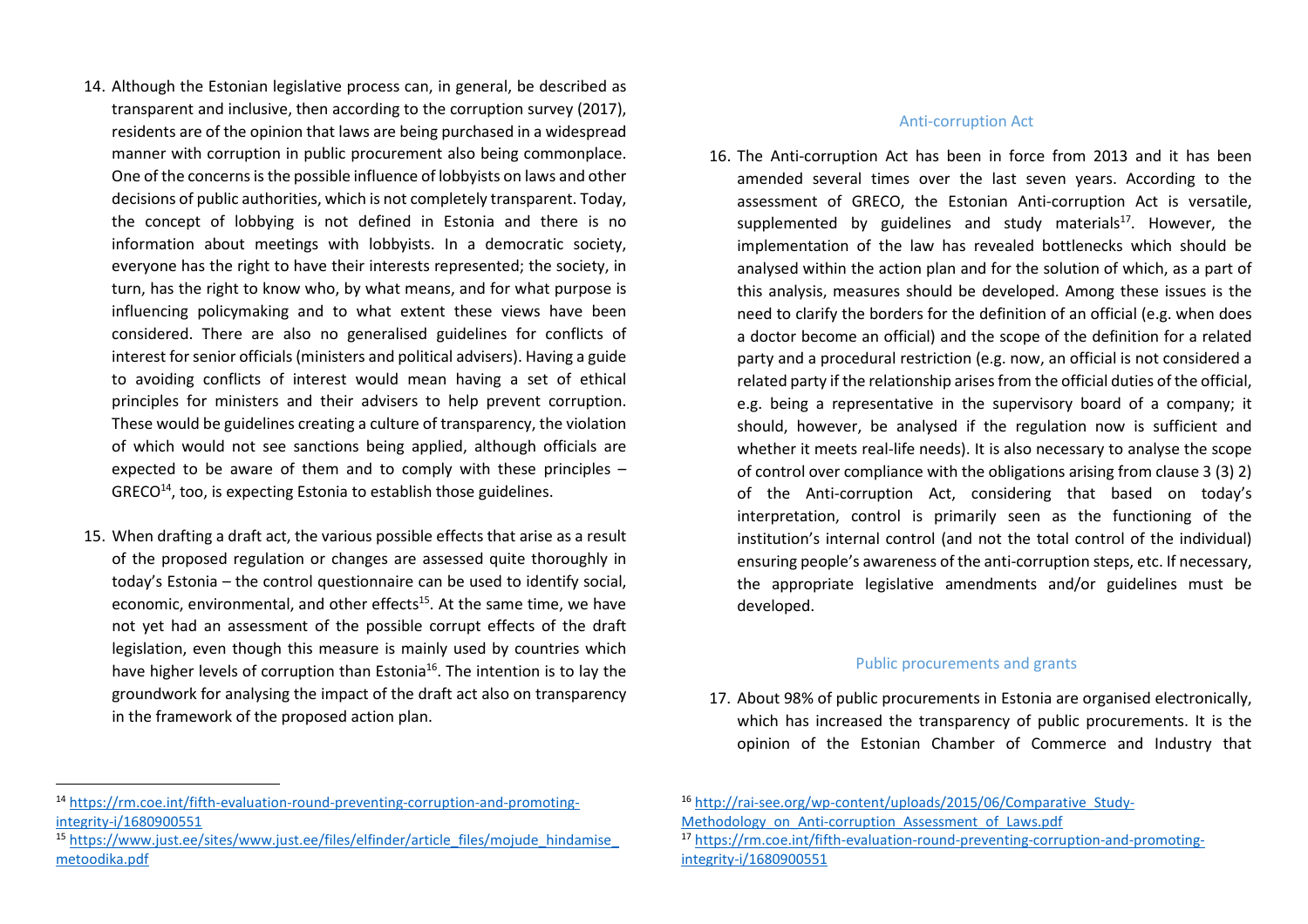14. Although the Estonian legislative process can, in general, be described as transparent and inclusive, then according to the corruption survey (2017), residents are of the opinion that laws are being purchased in a widespread manner with corruption in public procurement also being commonplace. One of the concerns is the possible influence of lobbyists on laws and other decisions of public authorities, which is not completely transparent. Today, the concept of lobbying is not defined in Estonia and there is no information about meetings with lobbyists. In a democratic society, everyone has the right to have their interests represented; the society, in turn, has the right to know who, by what means, and for what purpose is influencing policymaking and to what extent these views have been considered. There are also no generalised guidelines for conflicts of interest for senior officials (ministers and political advisers). Having a guide to avoiding conflicts of interest would mean having a set of ethical principles for ministers and their advisers to help prevent corruption. These would be guidelines creating a culture of transparency, the violation of which would not see sanctions being applied, although officials are expected to be aware of them and to comply with these principles – GRECO[14], too, is expecting Estonia to establish those guidelines.

15. When drafting a draft act, the various possible effects that arise as a result of the proposed regulation or changes are assessed quite thoroughly in today's Estonia – the control questionnaire can be used to identify social, economic, environmental, and other effects[15]. At the same time, we have not yet had an assessment of the possible corrupt effects of the draft legislation, even though this measure is mainly used by countries which have higher levels of corruption than Estonia[16]. The intention is to lay the groundwork for analysing the impact of the draft act also on transparency in the framework of the proposed action plan.

### Anti-corruption Act

16. The Anti-corruption Act has been in force from 2013 and it has been amended several times over the last seven years. According to the assessment of GRECO, the Estonian Anti-corruption Act is versatile, supplemented by guidelines and study materials[17]. However, the implementation of the law has revealed bottlenecks which should be analysed within the action plan and for the solution of which, as a part of this analysis, measures should be developed. Among these issues is the need to clarify the borders for the definition of an official (e.g. when does a doctor become an official) and the scope of the definition for a related party and a procedural restriction (e.g. now, an official is not considered a related party if the relationship arises from the official duties of the official, e.g. being a representative in the supervisory board of a company; it should, however, be analysed if the regulation now is sufficient and whether it meets real-life needs). It is also necessary to analyse the scope of control over compliance with the obligations arising from clause 3 (3) 2) of the Anti-corruption Act, considering that based on today's interpretation, control is primarily seen as the functioning of the institution's internal control (and not the total control of the individual) ensuring people's awareness of the anti-corruption steps, etc. If necessary, the appropriate legislative amendments and/or guidelines must be developed.

### Public procurements and grants

17. About 98% of public procurements in Estonia are organised electronically, which has increased the transparency of public procurements. It is the opinion of the Estonian Chamber of Commerce and Industry that

---

[14] https://rm.coe.int/fifth-evaluation-round-preventing-corruption-and-promoting-integrity-i/1680900551

[15] https://www.just.ee/sites/www.just.ee/files/elfinder/article_files/mojude_hindamise_metoodika.pdf

[16] http://rai-see.org/wp-content/uploads/2015/06/Comparative_Study-Methodology_on_Anti-corruption_Assessment_of_Laws.pdf

[17] https://rm.coe.int/fifth-evaluation-round-preventing-corruption-and-promoting-integrity-i/1680900551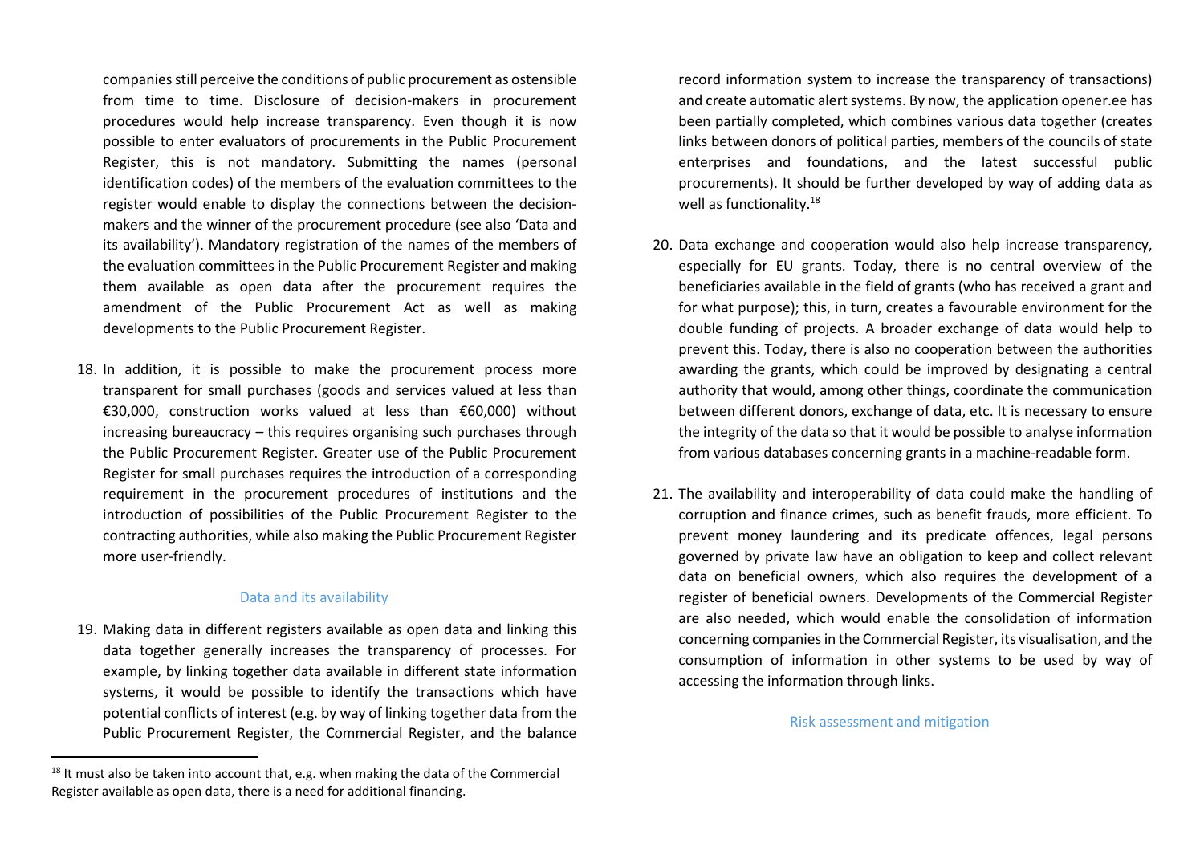companies still perceive the conditions of public procurement as ostensible from time to time. Disclosure of decision-makers in procurement procedures would help increase transparency. Even though it is now possible to enter evaluators of procurements in the Public Procurement Register, this is not mandatory. Submitting the names (personal identification codes) of the members of the evaluation committees to the register would enable to display the connections between the decision-makers and the winner of the procurement procedure (see also 'Data and its availability'). Mandatory registration of the names of the members of the evaluation committees in the Public Procurement Register and making them available as open data after the procurement requires the amendment of the Public Procurement Act as well as making developments to the Public Procurement Register.

18. In addition, it is possible to make the procurement process more transparent for small purchases (goods and services valued at less than €30,000, construction works valued at less than €60,000) without increasing bureaucracy – this requires organising such purchases through the Public Procurement Register. Greater use of the Public Procurement Register for small purchases requires the introduction of a corresponding requirement in the procurement procedures of institutions and the introduction of possibilities of the Public Procurement Register to the contracting authorities, while also making the Public Procurement Register more user-friendly.

### Data and its availability

19. Making data in different registers available as open data and linking this data together generally increases the transparency of processes. For example, by linking together data available in different state information systems, it would be possible to identify the transactions which have potential conflicts of interest (e.g. by way of linking together data from the Public Procurement Register, the Commercial Register, and the balance record information system to increase the transparency of transactions) and create automatic alert systems. By now, the application opener.ee has been partially completed, which combines various data together (creates links between donors of political parties, members of the councils of state enterprises and foundations, and the latest successful public procurements). It should be further developed by way of adding data as well as functionality.[18]

20. Data exchange and cooperation would also help increase transparency, especially for EU grants. Today, there is no central overview of the beneficiaries available in the field of grants (who has received a grant and for what purpose); this, in turn, creates a favourable environment for the double funding of projects. A broader exchange of data would help to prevent this. Today, there is also no cooperation between the authorities awarding the grants, which could be improved by designating a central authority that would, among other things, coordinate the communication between different donors, exchange of data, etc. It is necessary to ensure the integrity of the data so that it would be possible to analyse information from various databases concerning grants in a machine-readable form.

21. The availability and interoperability of data could make the handling of corruption and finance crimes, such as benefit frauds, more efficient. To prevent money laundering and its predicate offences, legal persons governed by private law have an obligation to keep and collect relevant data on beneficial owners, which also requires the development of a register of beneficial owners. Developments of the Commercial Register are also needed, which would enable the consolidation of information concerning companies in the Commercial Register, its visualisation, and the consumption of information in other systems to be used by way of accessing the information through links.

### Risk assessment and mitigation

[18] It must also be taken into account that, e.g. when making the data of the Commercial Register available as open data, there is a need for additional financing.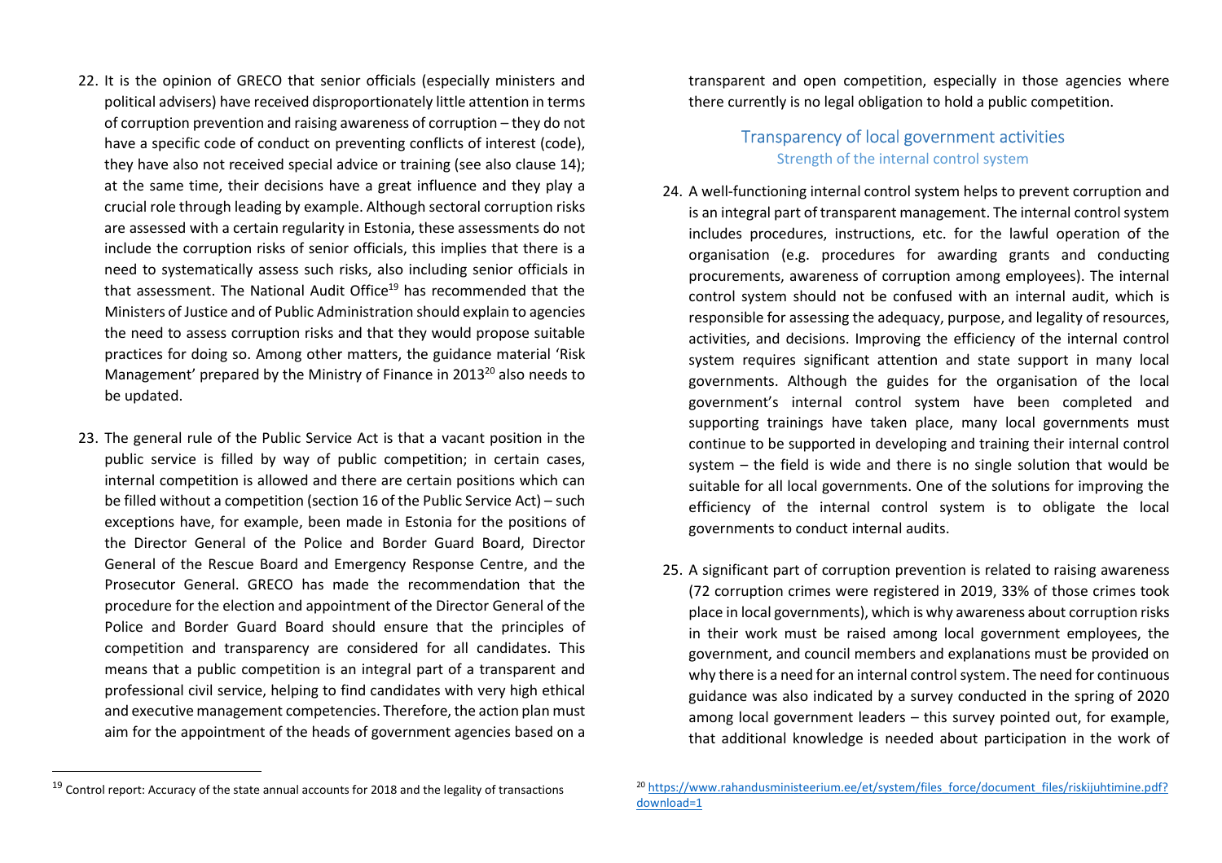22. It is the opinion of GRECO that senior officials (especially ministers and political advisers) have received disproportionately little attention in terms of corruption prevention and raising awareness of corruption – they do not have a specific code of conduct on preventing conflicts of interest (code), they have also not received special advice or training (see also clause 14); at the same time, their decisions have a great influence and they play a crucial role through leading by example. Although sectoral corruption risks are assessed with a certain regularity in Estonia, these assessments do not include the corruption risks of senior officials, this implies that there is a need to systematically assess such risks, also including senior officials in that assessment. The National Audit Office[19] has recommended that the Ministers of Justice and of Public Administration should explain to agencies the need to assess corruption risks and that they would propose suitable practices for doing so. Among other matters, the guidance material 'Risk Management' prepared by the Ministry of Finance in 2013[20] also needs to be updated.

23. The general rule of the Public Service Act is that a vacant position in the public service is filled by way of public competition; in certain cases, internal competition is allowed and there are certain positions which can be filled without a competition (section 16 of the Public Service Act) – such exceptions have, for example, been made in Estonia for the positions of the Director General of the Police and Border Guard Board, Director General of the Rescue Board and Emergency Response Centre, and the Prosecutor General. GRECO has made the recommendation that the procedure for the election and appointment of the Director General of the Police and Border Guard Board should ensure that the principles of competition and transparency are considered for all candidates. This means that a public competition is an integral part of a transparent and professional civil service, helping to find candidates with very high ethical and executive management competencies. Therefore, the action plan must aim for the appointment of the heads of government agencies based on a transparent and open competition, especially in those agencies where there currently is no legal obligation to hold a public competition.

## Transparency of local government activities

### Strength of the internal control system

24. A well-functioning internal control system helps to prevent corruption and is an integral part of transparent management. The internal control system includes procedures, instructions, etc. for the lawful operation of the organisation (e.g. procedures for awarding grants and conducting procurements, awareness of corruption among employees). The internal control system should not be confused with an internal audit, which is responsible for assessing the adequacy, purpose, and legality of resources, activities, and decisions. Improving the efficiency of the internal control system requires significant attention and state support in many local governments. Although the guides for the organisation of the local government's internal control system have been completed and supporting trainings have taken place, many local governments must continue to be supported in developing and training their internal control system – the field is wide and there is no single solution that would be suitable for all local governments. One of the solutions for improving the efficiency of the internal control system is to obligate the local governments to conduct internal audits.

25. A significant part of corruption prevention is related to raising awareness (72 corruption crimes were registered in 2019, 33% of those crimes took place in local governments), which is why awareness about corruption risks in their work must be raised among local government employees, the government, and council members and explanations must be provided on why there is a need for an internal control system. The need for continuous guidance was also indicated by a survey conducted in the spring of 2020 among local government leaders – this survey pointed out, for example, that additional knowledge is needed about participation in the work of

---

[19] Control report: Accuracy of the state annual accounts for 2018 and the legality of transactions

[20] [https://www.rahandusministeerium.ee/et/system/files_force/document_files/riskijuhtimine.pdf?download=1](https://www.rahandusministeerium.ee/et/system/files_force/document_files/riskijuhtimine.pdf?download=1)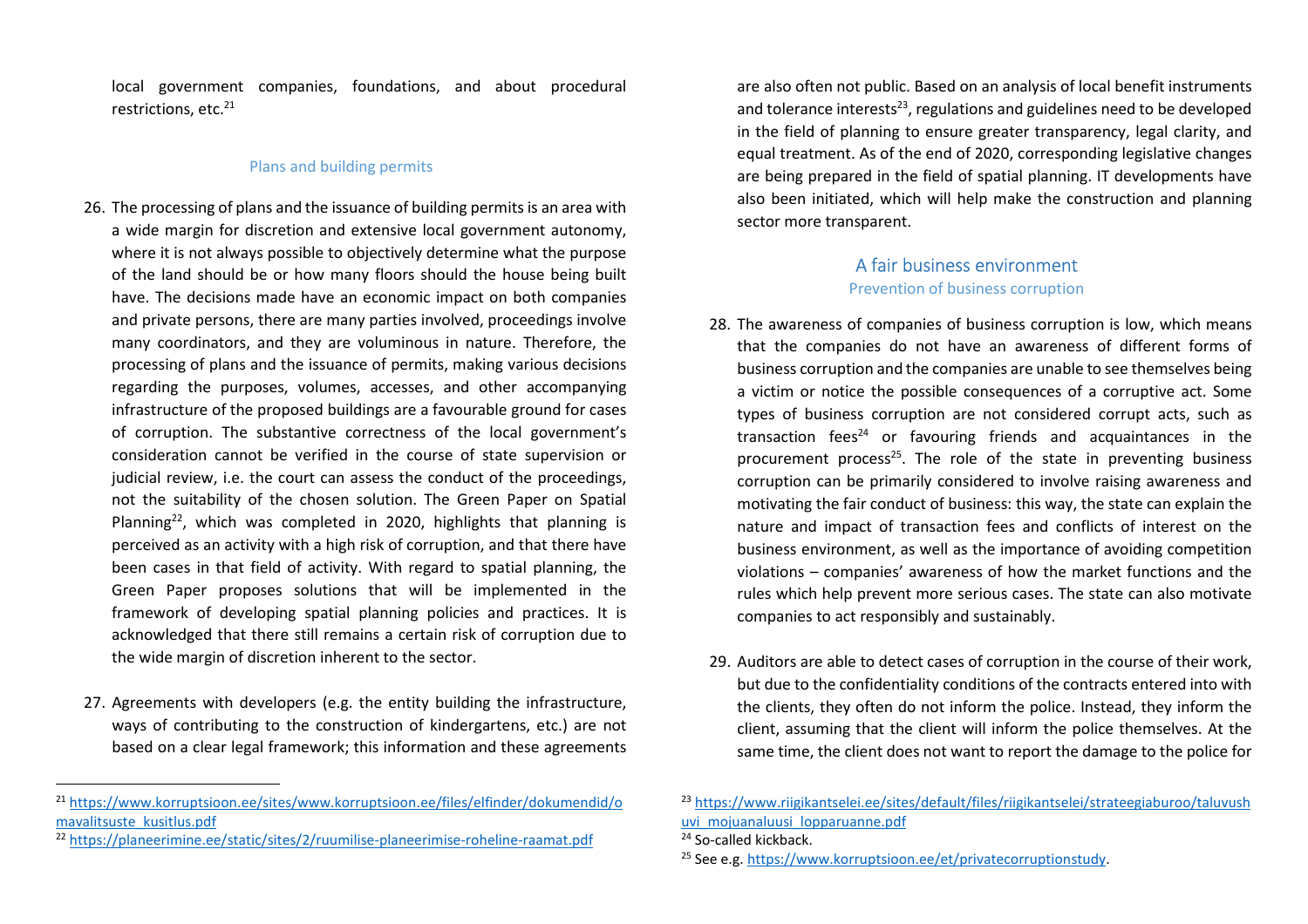local government companies, foundations, and about procedural restrictions, etc.[21]

### Plans and building permits

26. The processing of plans and the issuance of building permits is an area with a wide margin for discretion and extensive local government autonomy, where it is not always possible to objectively determine what the purpose of the land should be or how many floors should the house being built have. The decisions made have an economic impact on both companies and private persons, there are many parties involved, proceedings involve many coordinators, and they are voluminous in nature. Therefore, the processing of plans and the issuance of permits, making various decisions regarding the purposes, volumes, accesses, and other accompanying infrastructure of the proposed buildings are a favourable ground for cases of corruption. The substantive correctness of the local government's consideration cannot be verified in the course of state supervision or judicial review, i.e. the court can assess the conduct of the proceedings, not the suitability of the chosen solution. The Green Paper on Spatial Planning[22], which was completed in 2020, highlights that planning is perceived as an activity with a high risk of corruption, and that there have been cases in that field of activity. With regard to spatial planning, the Green Paper proposes solutions that will be implemented in the framework of developing spatial planning policies and practices. It is acknowledged that there still remains a certain risk of corruption due to the wide margin of discretion inherent to the sector.

27. Agreements with developers (e.g. the entity building the infrastructure, ways of contributing to the construction of kindergartens, etc.) are not based on a clear legal framework; this information and these agreements are also often not public. Based on an analysis of local benefit instruments and tolerance interests[23], regulations and guidelines need to be developed in the field of planning to ensure greater transparency, legal clarity, and equal treatment. As of the end of 2020, corresponding legislative changes are being prepared in the field of spatial planning. IT developments have also been initiated, which will help make the construction and planning sector more transparent.

## A fair business environment

### Prevention of business corruption

28. The awareness of companies of business corruption is low, which means that the companies do not have an awareness of different forms of business corruption and the companies are unable to see themselves being a victim or notice the possible consequences of a corruptive act. Some types of business corruption are not considered corrupt acts, such as transaction fees[24] or favouring friends and acquaintances in the procurement process[25]. The role of the state in preventing business corruption can be primarily considered to involve raising awareness and motivating the fair conduct of business: this way, the state can explain the nature and impact of transaction fees and conflicts of interest on the business environment, as well as the importance of avoiding competition violations – companies' awareness of how the market functions and the rules which help prevent more serious cases. The state can also motivate companies to act responsibly and sustainably.

29. Auditors are able to detect cases of corruption in the course of their work, but due to the confidentiality conditions of the contracts entered into with the clients, they often do not inform the police. Instead, they inform the client, assuming that the client will inform the police themselves. At the same time, the client does not want to report the damage to the police for

---

[21] https://www.korruptsioon.ee/sites/www.korruptsioon.ee/files/elfinder/dokumendid/omavalitsuste_kusitlus.pdf

[22] https://planeerimine.ee/static/sites/2/ruumilise-planeerimise-roheline-raamat.pdf

[23] https://www.riigikantselei.ee/sites/default/files/riigikantselei/strateegiaburoo/taluvushuvi_mojuanaluusi_lopparuanne.pdf

[24] So-called kickback.

[25] See e.g. https://www.korruptsioon.ee/et/privatecorruptionstudy.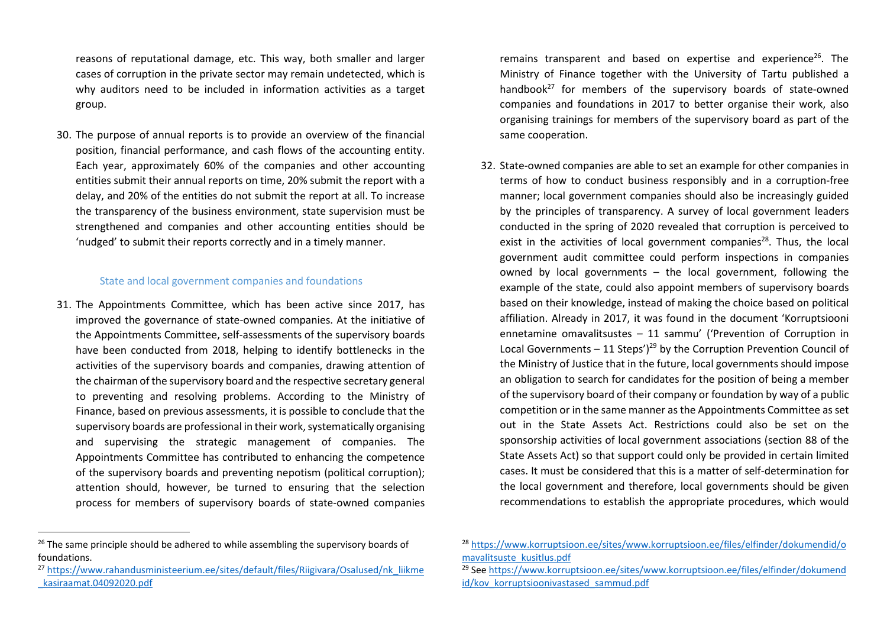reasons of reputational damage, etc. This way, both smaller and larger cases of corruption in the private sector may remain undetected, which is why auditors need to be included in information activities as a target group.

30. The purpose of annual reports is to provide an overview of the financial position, financial performance, and cash flows of the accounting entity. Each year, approximately 60% of the companies and other accounting entities submit their annual reports on time, 20% submit the report with a delay, and 20% of the entities do not submit the report at all. To increase the transparency of the business environment, state supervision must be strengthened and companies and other accounting entities should be 'nudged' to submit their reports correctly and in a timely manner.

### State and local government companies and foundations

31. The Appointments Committee, which has been active since 2017, has improved the governance of state-owned companies. At the initiative of the Appointments Committee, self-assessments of the supervisory boards have been conducted from 2018, helping to identify bottlenecks in the activities of the supervisory boards and companies, drawing attention of the chairman of the supervisory board and the respective secretary general to preventing and resolving problems. According to the Ministry of Finance, based on previous assessments, it is possible to conclude that the supervisory boards are professional in their work, systematically organising and supervising the strategic management of companies. The Appointments Committee has contributed to enhancing the competence of the supervisory boards and preventing nepotism (political corruption); attention should, however, be turned to ensuring that the selection process for members of supervisory boards of state-owned companies remains transparent and based on expertise and experience[26]. The Ministry of Finance together with the University of Tartu published a handbook[27] for members of the supervisory boards of state-owned companies and foundations in 2017 to better organise their work, also organising trainings for members of the supervisory board as part of the same cooperation.

32. State-owned companies are able to set an example for other companies in terms of how to conduct business responsibly and in a corruption-free manner; local government companies should also be increasingly guided by the principles of transparency. A survey of local government leaders conducted in the spring of 2020 revealed that corruption is perceived to exist in the activities of local government companies[28]. Thus, the local government audit committee could perform inspections in companies owned by local governments – the local government, following the example of the state, could also appoint members of supervisory boards based on their knowledge, instead of making the choice based on political affiliation. Already in 2017, it was found in the document 'Korruptsiooni ennetamine omavalitsustes – 11 sammu' ('Prevention of Corruption in Local Governments – 11 Steps')[29] by the Corruption Prevention Council of the Ministry of Justice that in the future, local governments should impose an obligation to search for candidates for the position of being a member of the supervisory board of their company or foundation by way of a public competition or in the same manner as the Appointments Committee as set out in the State Assets Act. Restrictions could also be set on the sponsorship activities of local government associations (section 88 of the State Assets Act) so that support could only be provided in certain limited cases. It must be considered that this is a matter of self-determination for the local government and therefore, local governments should be given recommendations to establish the appropriate procedures, which would

---

[26] The same principle should be adhered to while assembling the supervisory boards of foundations.

[27] https://www.rahandusministeerium.ee/sites/default/files/Riigivara/Osalused/nk_liikme_kasiraamat.04092020.pdf

[28] https://www.korruptsioon.ee/sites/www.korruptsioon.ee/files/elfinder/dokumendid/omavalitsuste_kusitlus.pdf

[29] See https://www.korruptsioon.ee/sites/www.korruptsioon.ee/files/elfinder/dokumendid/kov_korruptsioonivastased_sammud.pdf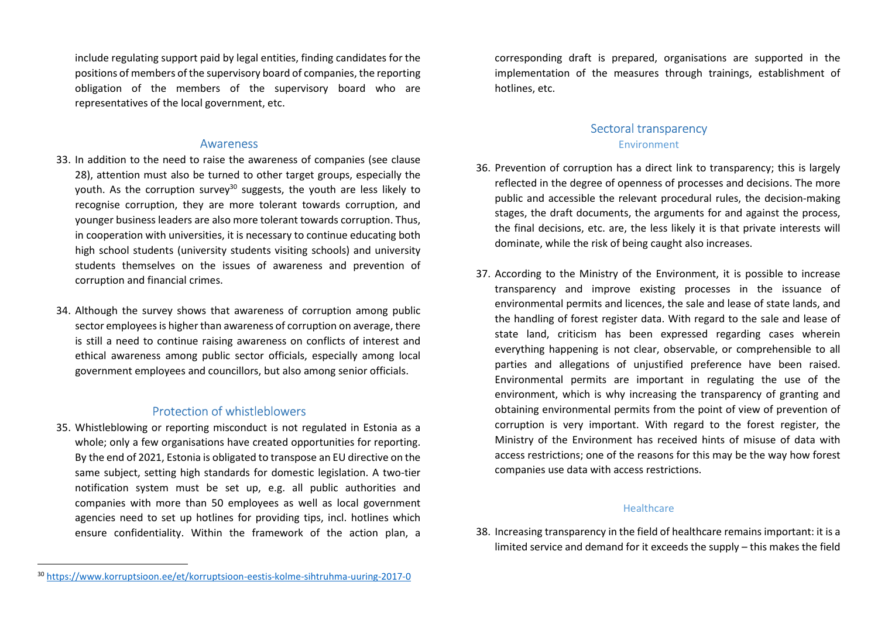include regulating support paid by legal entities, finding candidates for the positions of members of the supervisory board of companies, the reporting obligation of the members of the supervisory board who are representatives of the local government, etc.

## Awareness

33. In addition to the need to raise the awareness of companies (see clause 28), attention must also be turned to other target groups, especially the youth. As the corruption survey[30] suggests, the youth are less likely to recognise corruption, they are more tolerant towards corruption, and younger business leaders are also more tolerant towards corruption. Thus, in cooperation with universities, it is necessary to continue educating both high school students (university students visiting schools) and university students themselves on the issues of awareness and prevention of corruption and financial crimes.

34. Although the survey shows that awareness of corruption among public sector employees is higher than awareness of corruption on average, there is still a need to continue raising awareness on conflicts of interest and ethical awareness among public sector officials, especially among local government employees and councillors, but also among senior officials.

## Protection of whistleblowers

35. Whistleblowing or reporting misconduct is not regulated in Estonia as a whole; only a few organisations have created opportunities for reporting. By the end of 2021, Estonia is obligated to transpose an EU directive on the same subject, setting high standards for domestic legislation. A two-tier notification system must be set up, e.g. all public authorities and companies with more than 50 employees as well as local government agencies need to set up hotlines for providing tips, incl. hotlines which ensure confidentiality. Within the framework of the action plan, a corresponding draft is prepared, organisations are supported in the implementation of the measures through trainings, establishment of hotlines, etc.

## Sectoral transparency

### Environment

36. Prevention of corruption has a direct link to transparency; this is largely reflected in the degree of openness of processes and decisions. The more public and accessible the relevant procedural rules, the decision-making stages, the draft documents, the arguments for and against the process, the final decisions, etc. are, the less likely it is that private interests will dominate, while the risk of being caught also increases.

37. According to the Ministry of the Environment, it is possible to increase transparency and improve existing processes in the issuance of environmental permits and licences, the sale and lease of state lands, and the handling of forest register data. With regard to the sale and lease of state land, criticism has been expressed regarding cases wherein everything happening is not clear, observable, or comprehensible to all parties and allegations of unjustified preference have been raised. Environmental permits are important in regulating the use of the environment, which is why increasing the transparency of granting and obtaining environmental permits from the point of view of prevention of corruption is very important. With regard to the forest register, the Ministry of the Environment has received hints of misuse of data with access restrictions; one of the reasons for this may be the way how forest companies use data with access restrictions.

### Healthcare

38. Increasing transparency in the field of healthcare remains important: it is a limited service and demand for it exceeds the supply – this makes the field

---

[30] https://www.korruptsioon.ee/et/korruptsioon-eestis-kolme-sihtruhma-uuring-2017-0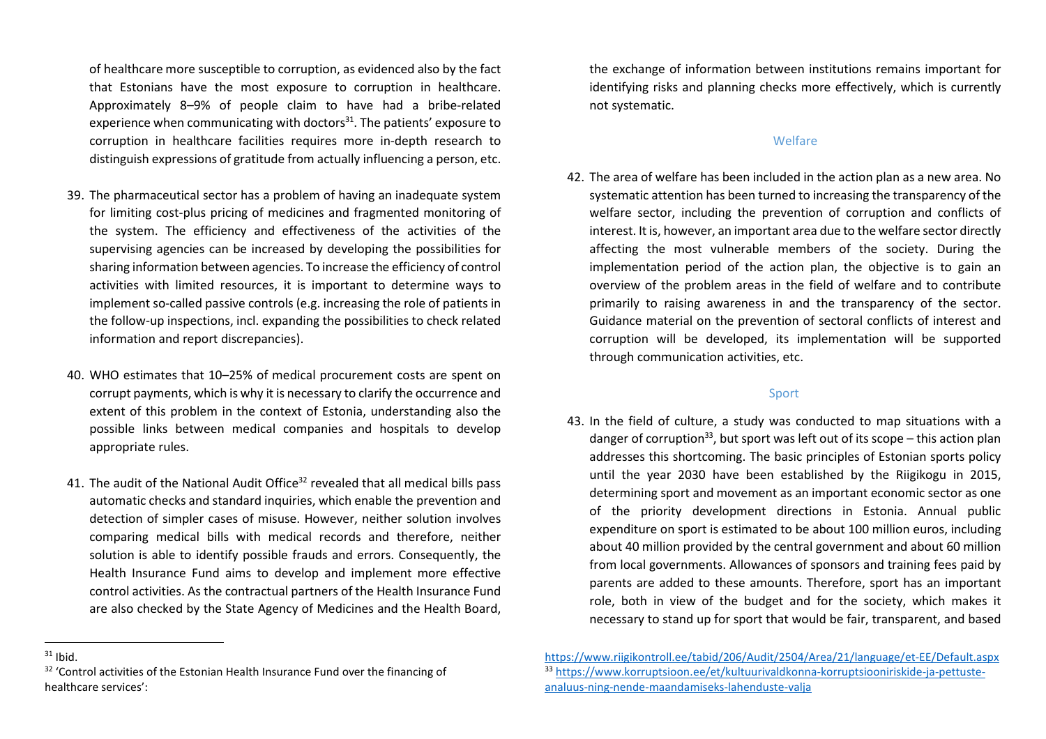of healthcare more susceptible to corruption, as evidenced also by the fact that Estonians have the most exposure to corruption in healthcare. Approximately 8–9% of people claim to have had a bribe-related experience when communicating with doctors[31]. The patients' exposure to corruption in healthcare facilities requires more in-depth research to distinguish expressions of gratitude from actually influencing a person, etc.

39. The pharmaceutical sector has a problem of having an inadequate system for limiting cost-plus pricing of medicines and fragmented monitoring of the system. The efficiency and effectiveness of the activities of the supervising agencies can be increased by developing the possibilities for sharing information between agencies. To increase the efficiency of control activities with limited resources, it is important to determine ways to implement so-called passive controls (e.g. increasing the role of patients in the follow-up inspections, incl. expanding the possibilities to check related information and report discrepancies).

40. WHO estimates that 10–25% of medical procurement costs are spent on corrupt payments, which is why it is necessary to clarify the occurrence and extent of this problem in the context of Estonia, understanding also the possible links between medical companies and hospitals to develop appropriate rules.

41. The audit of the National Audit Office[32] revealed that all medical bills pass automatic checks and standard inquiries, which enable the prevention and detection of simpler cases of misuse. However, neither solution involves comparing medical bills with medical records and therefore, neither solution is able to identify possible frauds and errors. Consequently, the Health Insurance Fund aims to develop and implement more effective control activities. As the contractual partners of the Health Insurance Fund are also checked by the State Agency of Medicines and the Health Board, the exchange of information between institutions remains important for identifying risks and planning checks more effectively, which is currently not systematic.

### Welfare

42. The area of welfare has been included in the action plan as a new area. No systematic attention has been turned to increasing the transparency of the welfare sector, including the prevention of corruption and conflicts of interest. It is, however, an important area due to the welfare sector directly affecting the most vulnerable members of the society. During the implementation period of the action plan, the objective is to gain an overview of the problem areas in the field of welfare and to contribute primarily to raising awareness in and the transparency of the sector. Guidance material on the prevention of sectoral conflicts of interest and corruption will be developed, its implementation will be supported through communication activities, etc.

### Sport

43. In the field of culture, a study was conducted to map situations with a danger of corruption[33], but sport was left out of its scope – this action plan addresses this shortcoming. The basic principles of Estonian sports policy until the year 2030 have been established by the Riigikogu in 2015, determining sport and movement as an important economic sector as one of the priority development directions in Estonia. Annual public expenditure on sport is estimated to be about 100 million euros, including about 40 million provided by the central government and about 60 million from local governments. Allowances of sponsors and training fees paid by parents are added to these amounts. Therefore, sport has an important role, both in view of the budget and for the society, which makes it necessary to stand up for sport that would be fair, transparent, and based

---

[31] Ibid.

[32] 'Control activities of the Estonian Health Insurance Fund over the financing of healthcare services': https://www.riigikontroll.ee/tabid/206/Audit/2504/Area/21/language/et-EE/Default.aspx

[33] https://www.korruptsioon.ee/et/kultuurivaldkonna-korruptsiooniriskide-ja-pettuste-analuus-ning-nende-maandamiseks-lahenduste-valja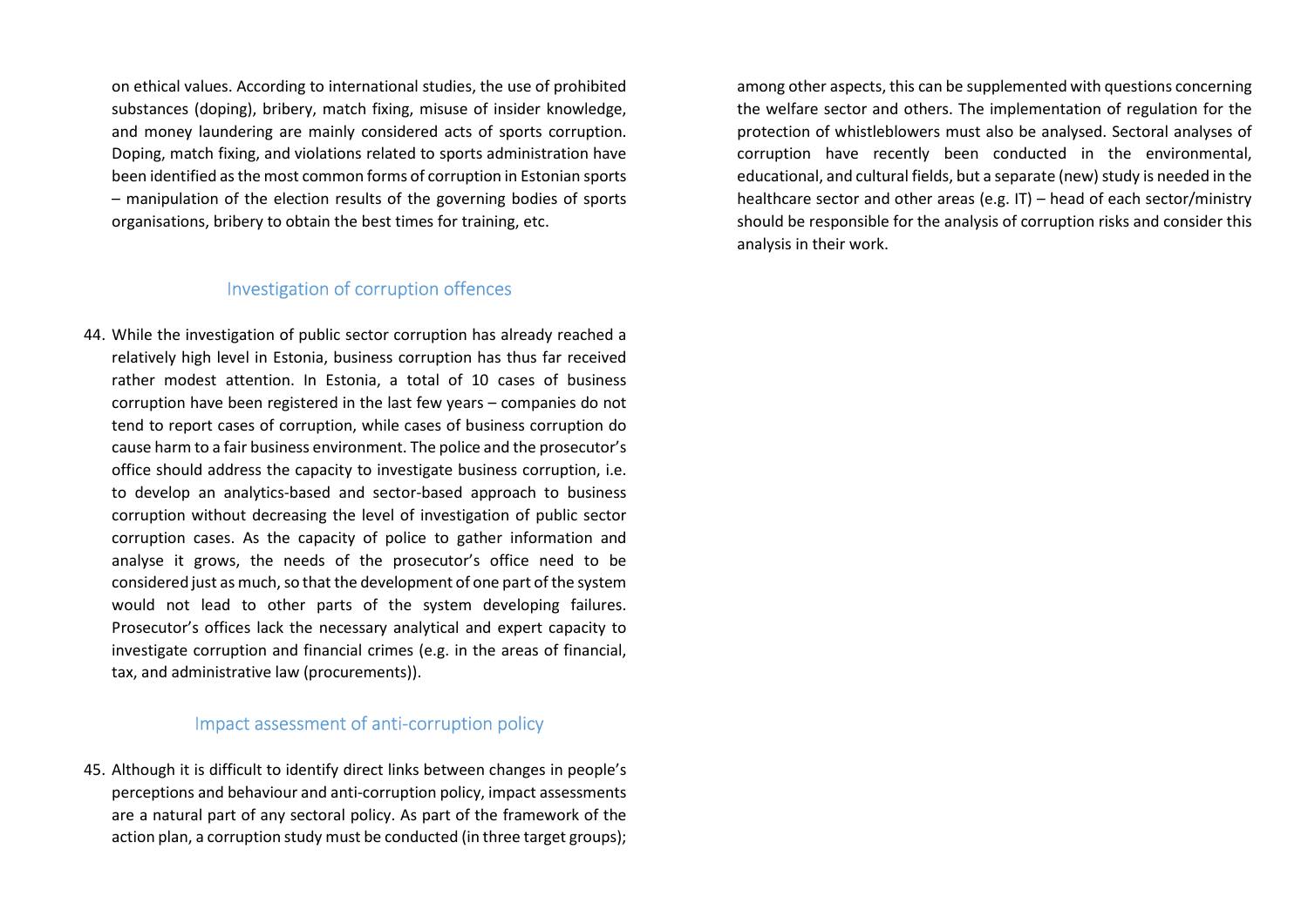on ethical values. According to international studies, the use of prohibited substances (doping), bribery, match fixing, misuse of insider knowledge, and money laundering are mainly considered acts of sports corruption. Doping, match fixing, and violations related to sports administration have been identified as the most common forms of corruption in Estonian sports – manipulation of the election results of the governing bodies of sports organisations, bribery to obtain the best times for training, etc.

## Investigation of corruption offences

44. While the investigation of public sector corruption has already reached a relatively high level in Estonia, business corruption has thus far received rather modest attention. In Estonia, a total of 10 cases of business corruption have been registered in the last few years – companies do not tend to report cases of corruption, while cases of business corruption do cause harm to a fair business environment. The police and the prosecutor's office should address the capacity to investigate business corruption, i.e. to develop an analytics-based and sector-based approach to business corruption without decreasing the level of investigation of public sector corruption cases. As the capacity of police to gather information and analyse it grows, the needs of the prosecutor's office need to be considered just as much, so that the development of one part of the system would not lead to other parts of the system developing failures. Prosecutor's offices lack the necessary analytical and expert capacity to investigate corruption and financial crimes (e.g. in the areas of financial, tax, and administrative law (procurements)).

## Impact assessment of anti-corruption policy

45. Although it is difficult to identify direct links between changes in people's perceptions and behaviour and anti-corruption policy, impact assessments are a natural part of any sectoral policy. As part of the framework of the action plan, a corruption study must be conducted (in three target groups); among other aspects, this can be supplemented with questions concerning the welfare sector and others. The implementation of regulation for the protection of whistleblowers must also be analysed. Sectoral analyses of corruption have recently been conducted in the environmental, educational, and cultural fields, but a separate (new) study is needed in the healthcare sector and other areas (e.g. IT) – head of each sector/ministry should be responsible for the analysis of corruption risks and consider this analysis in their work.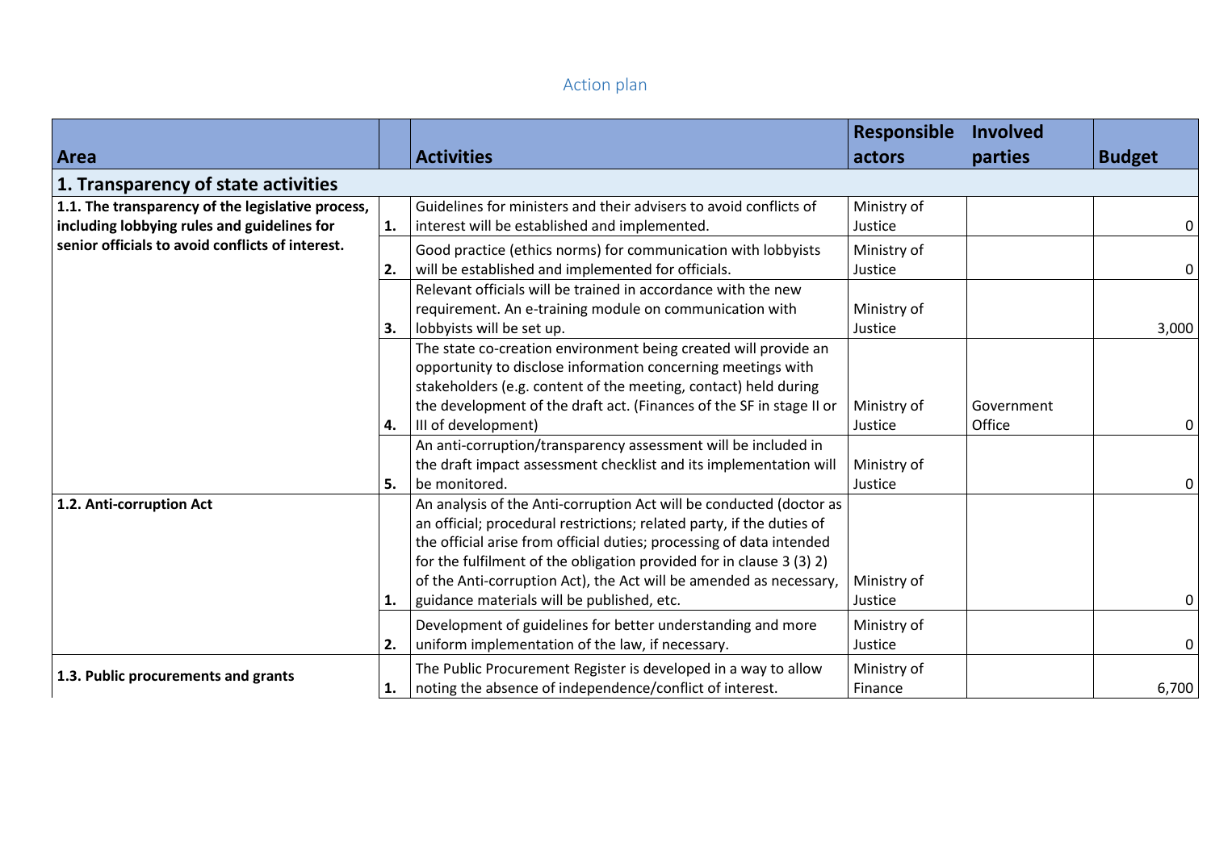## Action plan

| Area | | Activities | Responsible actors | Involved parties | Budget |
|---|---|---|---|---|---|
| **1. Transparency of state activities** | | | | | |
| **1.1. The transparency of the legislative process, including lobbying rules and guidelines for senior officials to avoid conflicts of interest.** | **1.** | Guidelines for ministers and their advisers to avoid conflicts of interest will be established and implemented. | Ministry of Justice | | 0 |
| | **2.** | Good practice (ethics norms) for communication with lobbyists will be established and implemented for officials. | Ministry of Justice | | 0 |
| | **3.** | Relevant officials will be trained in accordance with the new requirement. An e-training module on communication with lobbyists will be set up. | Ministry of Justice | | 3,000 |
| | **4.** | The state co-creation environment being created will provide an opportunity to disclose information concerning meetings with stakeholders (e.g. content of the meeting, contact) held during the development of the draft act. (Finances of the SF in stage II or III of development) | Ministry of Justice | Government Office | 0 |
| | **5.** | An anti-corruption/transparency assessment will be included in the draft impact assessment checklist and its implementation will be monitored. | Ministry of Justice | | 0 |
| **1.2. Anti-corruption Act** | **1.** | An analysis of the Anti-corruption Act will be conducted (doctor as an official; procedural restrictions; related party, if the duties of the official arise from official duties; processing of data intended for the fulfilment of the obligation provided for in clause 3 (3) 2) of the Anti-corruption Act), the Act will be amended as necessary, guidance materials will be published, etc. | Ministry of Justice | | 0 |
| | **2.** | Development of guidelines for better understanding and more uniform implementation of the law, if necessary. | Ministry of Justice | | 0 |
| **1.3. Public procurements and grants** | **1.** | The Public Procurement Register is developed in a way to allow noting the absence of independence/conflict of interest. | Ministry of Finance | | 6,700 |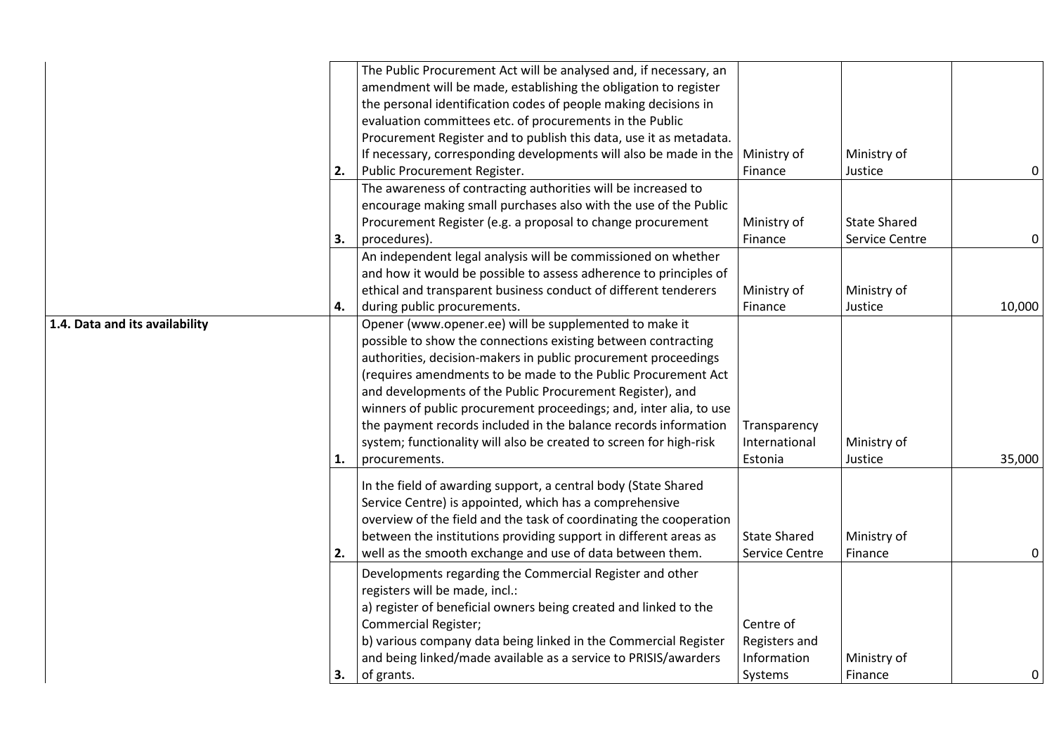| | | | | | |
|---|---|---|---|---|---|
| | 2. | The Public Procurement Act will be analysed and, if necessary, an amendment will be made, establishing the obligation to register the personal identification codes of people making decisions in evaluation committees etc. of procurements in the Public Procurement Register and to publish this data, use it as metadata. If necessary, corresponding developments will also be made in the Public Procurement Register. | Ministry of Finance | Ministry of Justice | 0 |
| | 3. | The awareness of contracting authorities will be increased to encourage making small purchases also with the use of the Public Procurement Register (e.g. a proposal to change procurement procedures). | Ministry of Finance | State Shared Service Centre | 0 |
| | 4. | An independent legal analysis will be commissioned on whether and how it would be possible to assess adherence to principles of ethical and transparent business conduct of different tenderers during public procurements. | Ministry of Finance | Ministry of Justice | 10,000 |
| **1.4. Data and its availability** | 1. | Opener (www.opener.ee) will be supplemented to make it possible to show the connections existing between contracting authorities, decision-makers in public procurement proceedings (requires amendments to be made to the Public Procurement Act and developments of the Public Procurement Register), and winners of public procurement proceedings; and, inter alia, to use the payment records included in the balance records information system; functionality will also be created to screen for high-risk procurements. | Transparency International Estonia | Ministry of Justice | 35,000 |
| | 2. | In the field of awarding support, a central body (State Shared Service Centre) is appointed, which has a comprehensive overview of the field and the task of coordinating the cooperation between the institutions providing support in different areas as well as the smooth exchange and use of data between them. | State Shared Service Centre | Ministry of Finance | 0 |
| | 3. | Developments regarding the Commercial Register and other registers will be made, incl.:<br>a) register of beneficial owners being created and linked to the Commercial Register;<br>b) various company data being linked in the Commercial Register and being linked/made available as a service to PRISIS/awarders of grants. | Centre of Registers and Information Systems | Ministry of Finance | 0 |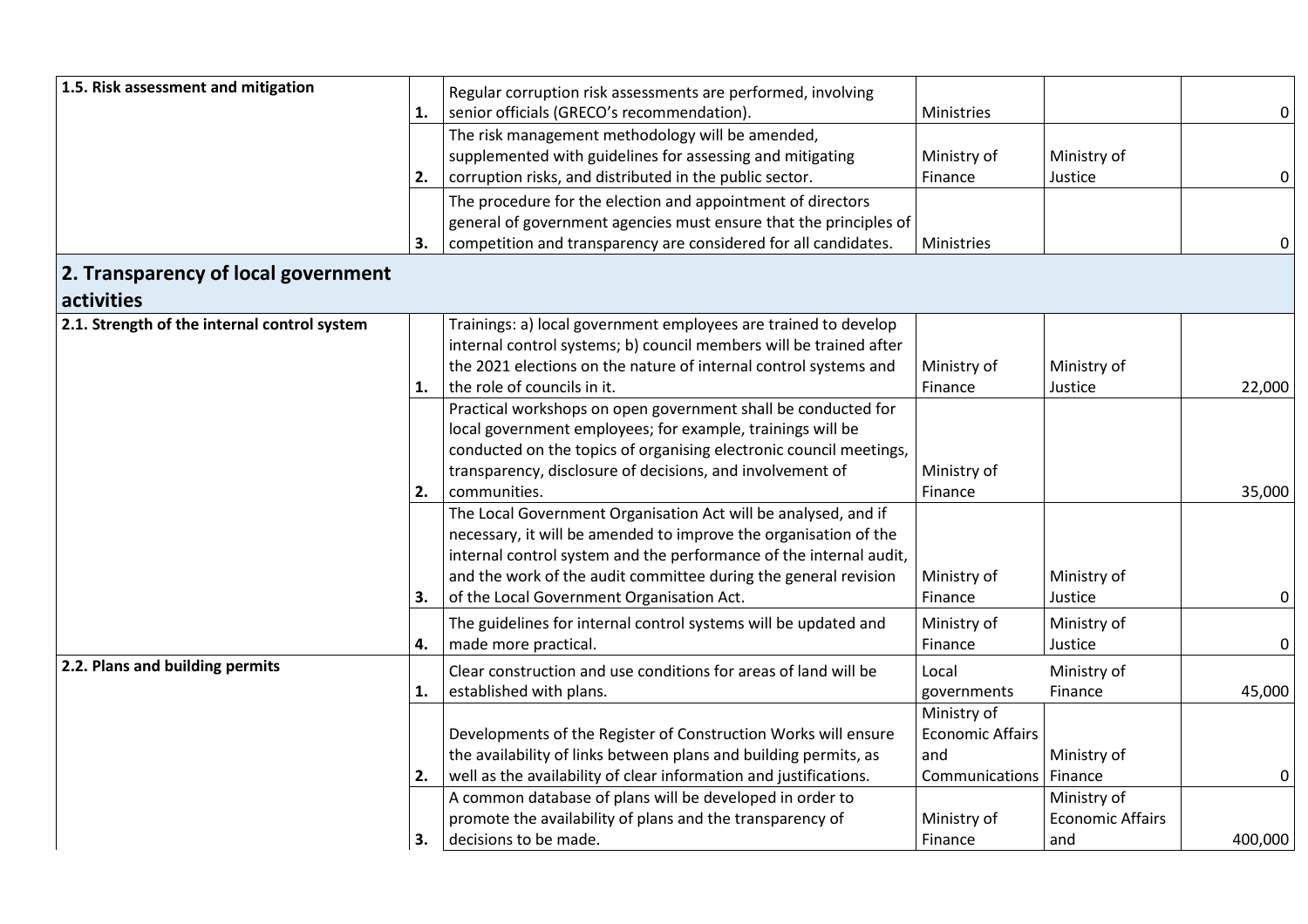| 1.5. Risk assessment and mitigation | 1. | Regular corruption risk assessments are performed, involving senior officials (GRECO's recommendation). | Ministries | | 0 |
|---|---|---|---|---|---|
| | 2. | The risk management methodology will be amended, supplemented with guidelines for assessing and mitigating corruption risks, and distributed in the public sector. | Ministry of Finance | Ministry of Justice | 0 |
| | 3. | The procedure for the election and appointment of directors general of government agencies must ensure that the principles of competition and transparency are considered for all candidates. | Ministries | | 0 |
| **2. Transparency of local government activities** | | | | | |
| 2.1. Strength of the internal control system | 1. | Trainings: a) local government employees are trained to develop internal control systems; b) council members will be trained after the 2021 elections on the nature of internal control systems and the role of councils in it. | Ministry of Finance | Ministry of Justice | 22,000 |
| | 2. | Practical workshops on open government shall be conducted for local government employees; for example, trainings will be conducted on the topics of organising electronic council meetings, transparency, disclosure of decisions, and involvement of communities. | Ministry of Finance | | 35,000 |
| | 3. | The Local Government Organisation Act will be analysed, and if necessary, it will be amended to improve the organisation of the internal control system and the performance of the internal audit, and the work of the audit committee during the general revision of the Local Government Organisation Act. | Ministry of Finance | Ministry of Justice | 0 |
| | 4. | The guidelines for internal control systems will be updated and made more practical. | Ministry of Finance | Ministry of Justice | 0 |
| 2.2. Plans and building permits | 1. | Clear construction and use conditions for areas of land will be established with plans. | Local governments | Ministry of Finance | 45,000 |
| | 2. | Developments of the Register of Construction Works will ensure the availability of links between plans and building permits, as well as the availability of clear information and justifications. | Ministry of Economic Affairs and Communications | Ministry of Finance | 0 |
| | 3. | A common database of plans will be developed in order to promote the availability of plans and the transparency of decisions to be made. | Ministry of Finance | Ministry of Economic Affairs and | 400,000 |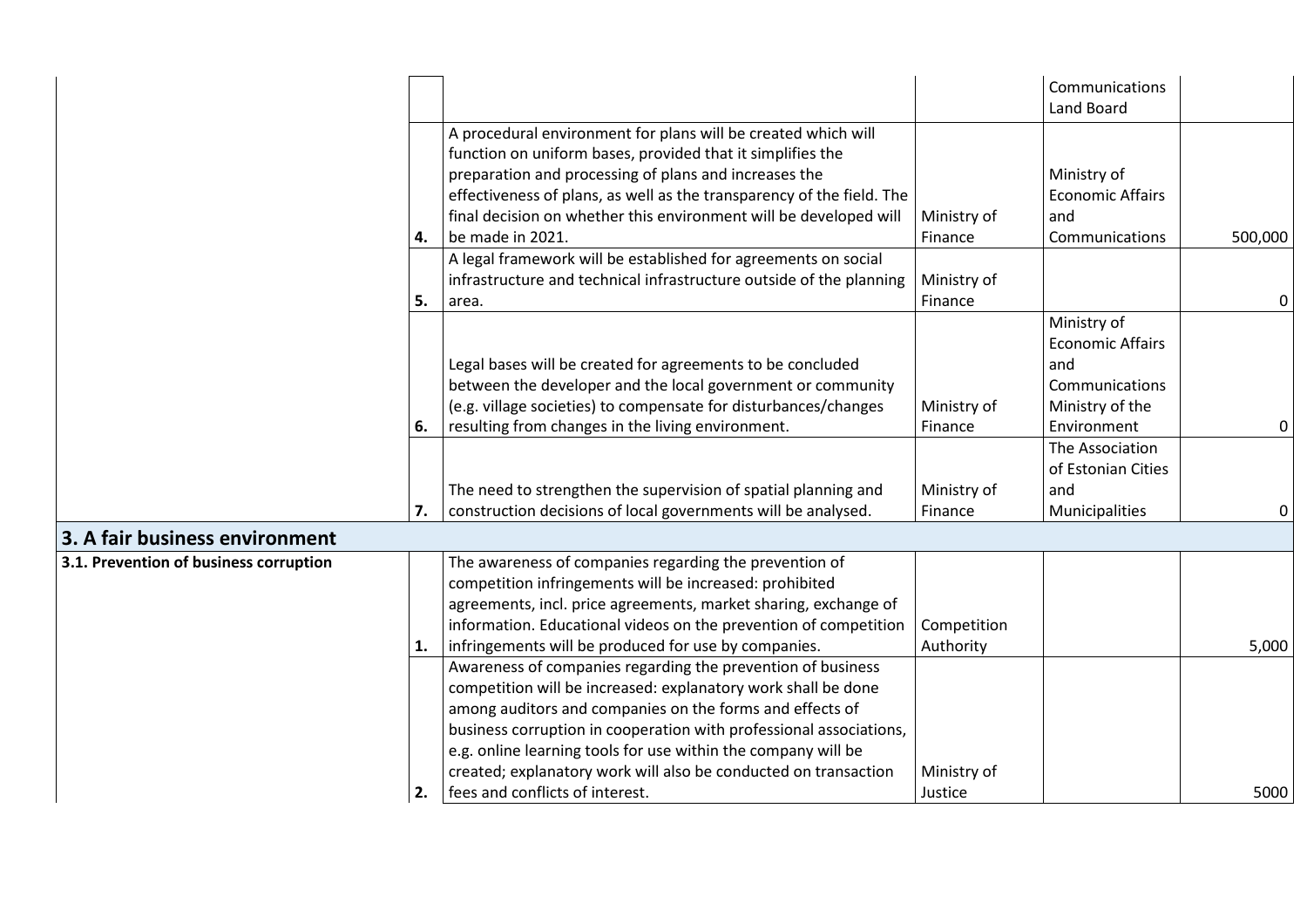| | | | | | |
|---|---|---|---|---|---|
| | | | | Communications Land Board | |
| | 4. | A procedural environment for plans will be created which will function on uniform bases, provided that it simplifies the preparation and processing of plans and increases the effectiveness of plans, as well as the transparency of the field. The final decision on whether this environment will be developed will be made in 2021. | Ministry of Finance | Ministry of Economic Affairs and Communications | 500,000 |
| | 5. | A legal framework will be established for agreements on social infrastructure and technical infrastructure outside of the planning area. | Ministry of Finance | | 0 |
| | 6. | Legal bases will be created for agreements to be concluded between the developer and the local government or community (e.g. village societies) to compensate for disturbances/changes resulting from changes in the living environment. | Ministry of Finance | Ministry of Economic Affairs and Communications Ministry of the Environment | 0 |
| | 7. | The need to strengthen the supervision of spatial planning and construction decisions of local governments will be analysed. | Ministry of Finance | The Association of Estonian Cities and Municipalities | 0 |
| **3. A fair business environment** | | | | | |
| **3.1. Prevention of business corruption** | 1. | The awareness of companies regarding the prevention of competition infringements will be increased: prohibited agreements, incl. price agreements, market sharing, exchange of information. Educational videos on the prevention of competition infringements will be produced for use by companies. | Competition Authority | | 5,000 |
| | 2. | Awareness of companies regarding the prevention of business competition will be increased: explanatory work shall be done among auditors and companies on the forms and effects of business corruption in cooperation with professional associations, e.g. online learning tools for use within the company will be created; explanatory work will also be conducted on transaction fees and conflicts of interest. | Ministry of Justice | | 5000 |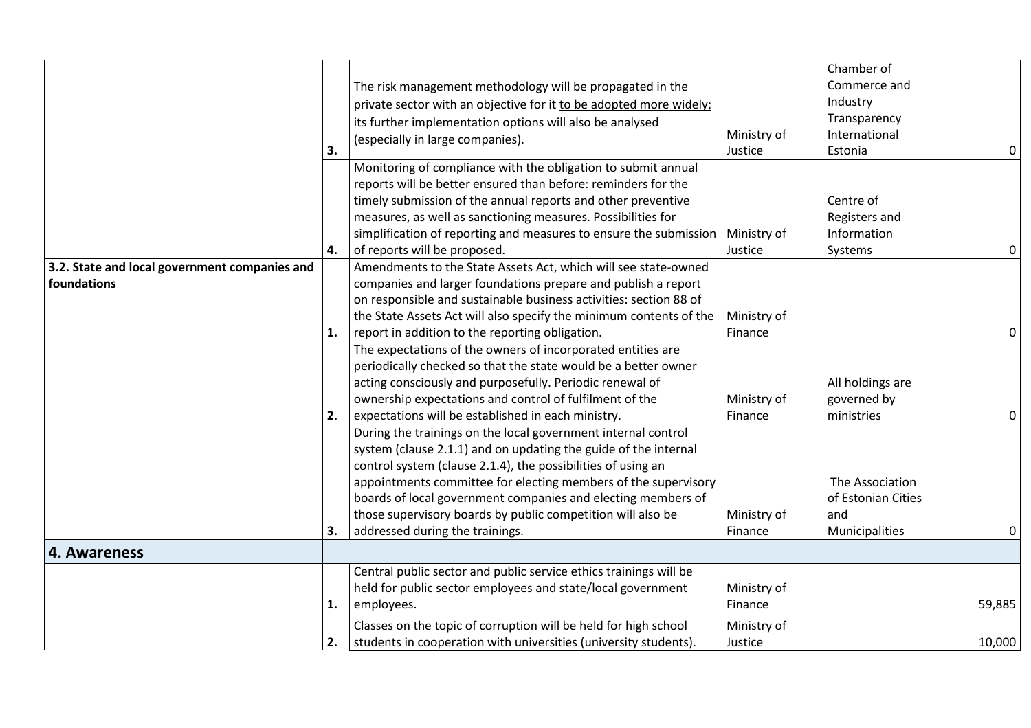| | | | | | |
|---|---|---|---|---|---|
| | 3. | The risk management methodology will be propagated in the private sector with an objective for it to be adopted more widely; its further implementation options will also be analysed (especially in large companies). | Ministry of Justice | Chamber of Commerce and Industry Transparency International Estonia | 0 |
| | 4. | Monitoring of compliance with the obligation to submit annual reports will be better ensured than before: reminders for the timely submission of the annual reports and other preventive measures, as well as sanctioning measures. Possibilities for simplification of reporting and measures to ensure the submission of reports will be proposed. | Ministry of Justice | Centre of Registers and Information Systems | 0 |
| **3.2. State and local government companies and foundations** | 1. | Amendments to the State Assets Act, which will see state-owned companies and larger foundations prepare and publish a report on responsible and sustainable business activities: section 88 of the State Assets Act will also specify the minimum contents of the report in addition to the reporting obligation. | Ministry of Finance | | 0 |
| | 2. | The expectations of the owners of incorporated entities are periodically checked so that the state would be a better owner acting consciously and purposefully. Periodic renewal of ownership expectations and control of fulfilment of the expectations will be established in each ministry. | Ministry of Finance | All holdings are governed by ministries | 0 |
| | 3. | During the trainings on the local government internal control system (clause 2.1.1) and on updating the guide of the internal control system (clause 2.1.4), the possibilities of using an appointments committee for electing members of the supervisory boards of local government companies and electing members of those supervisory boards by public competition will also be addressed during the trainings. | Ministry of Finance | The Association of Estonian Cities and Municipalities | 0 |
| **4. Awareness** | | | | | |
| | 1. | Central public sector and public service ethics trainings will be held for public sector employees and state/local government employees. | Ministry of Finance | | 59,885 |
| | 2. | Classes on the topic of corruption will be held for high school students in cooperation with universities (university students). | Ministry of Justice | | 10,000 |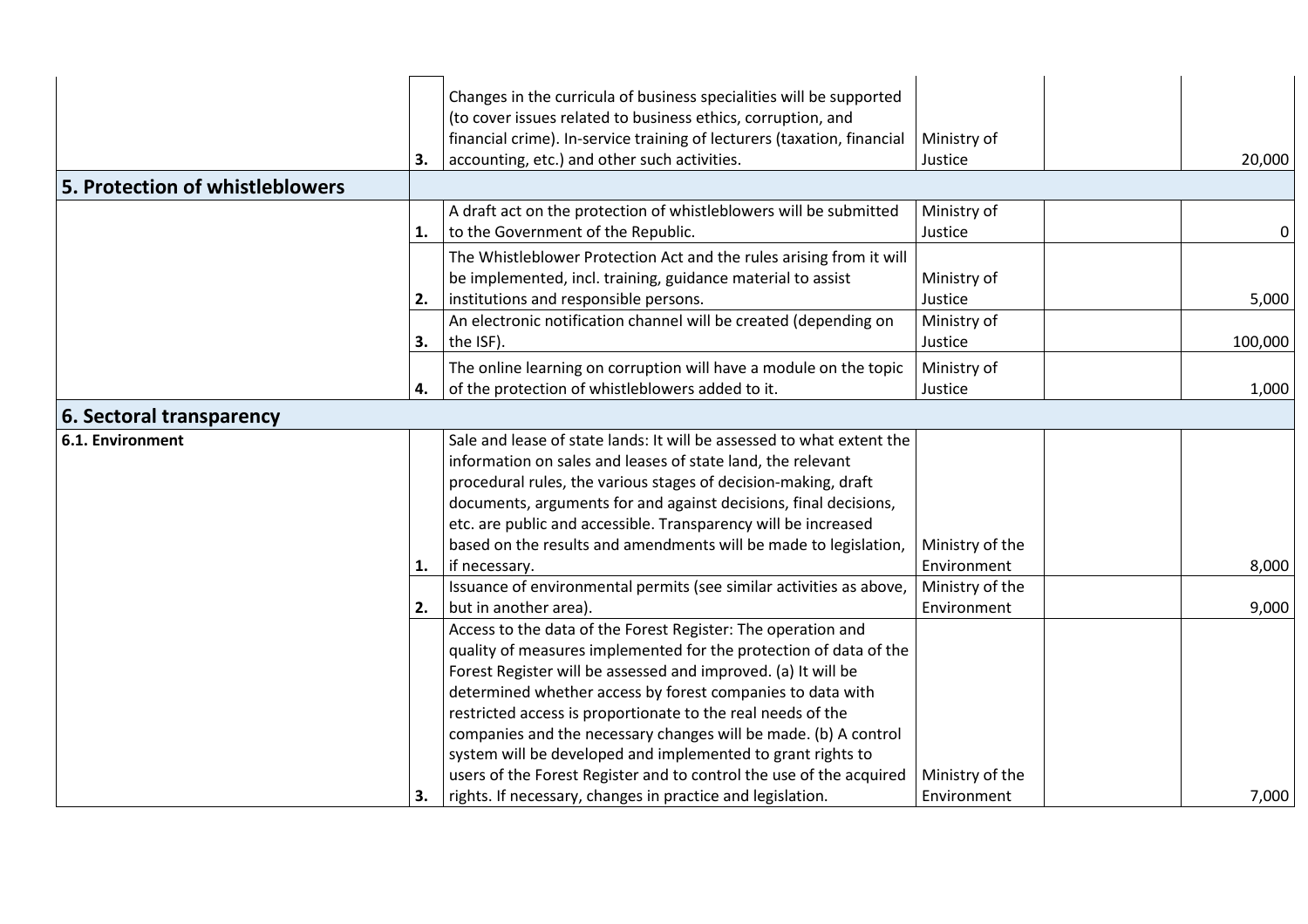| | | | | | |
|---|---|---|---|---|---|
| | 3. | Changes in the curricula of business specialities will be supported (to cover issues related to business ethics, corruption, and financial crime). In-service training of lecturers (taxation, financial accounting, etc.) and other such activities. | Ministry of Justice | | 20,000 |
| **5. Protection of whistleblowers** | | | | | |
| | 1. | A draft act on the protection of whistleblowers will be submitted to the Government of the Republic. | Ministry of Justice | | 0 |
| | 2. | The Whistleblower Protection Act and the rules arising from it will be implemented, incl. training, guidance material to assist institutions and responsible persons. | Ministry of Justice | | 5,000 |
| | 3. | An electronic notification channel will be created (depending on the ISF). | Ministry of Justice | | 100,000 |
| | 4. | The online learning on corruption will have a module on the topic of the protection of whistleblowers added to it. | Ministry of Justice | | 1,000 |
| **6. Sectoral transparency** | | | | | |
| **6.1. Environment** | 1. | Sale and lease of state lands: It will be assessed to what extent the information on sales and leases of state land, the relevant procedural rules, the various stages of decision-making, draft documents, arguments for and against decisions, final decisions, etc. are public and accessible. Transparency will be increased based on the results and amendments will be made to legislation, if necessary. | Ministry of the Environment | | 8,000 |
| | 2. | Issuance of environmental permits (see similar activities as above, but in another area). | Ministry of the Environment | | 9,000 |
| | 3. | Access to the data of the Forest Register: The operation and quality of measures implemented for the protection of data of the Forest Register will be assessed and improved. (a) It will be determined whether access by forest companies to data with restricted access is proportionate to the real needs of the companies and the necessary changes will be made. (b) A control system will be developed and implemented to grant rights to users of the Forest Register and to control the use of the acquired rights. If necessary, changes in practice and legislation. | Ministry of the Environment | | 7,000 |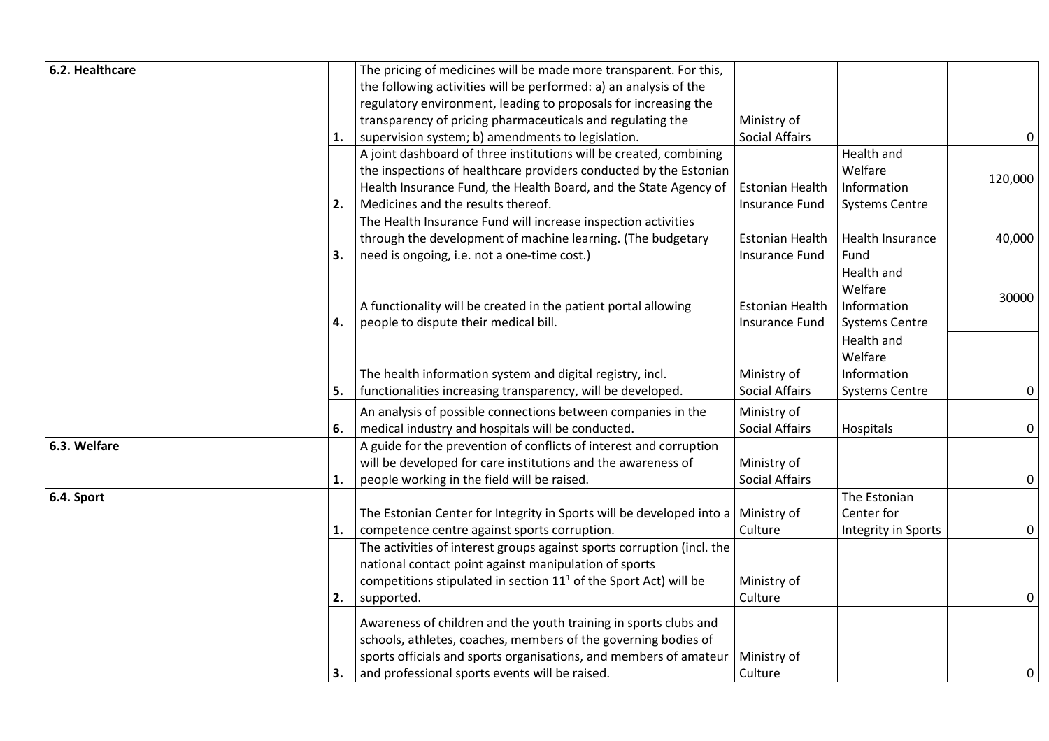| | | | | | |
|---|---|---|---|---|---|
| 6.2. Healthcare | 1. | The pricing of medicines will be made more transparent. For this, the following activities will be performed: a) an analysis of the regulatory environment, leading to proposals for increasing the transparency of pricing pharmaceuticals and regulating the supervision system; b) amendments to legislation. | Ministry of Social Affairs | | 0 |
| | 2. | A joint dashboard of three institutions will be created, combining the inspections of healthcare providers conducted by the Estonian Health Insurance Fund, the Health Board, and the State Agency of Medicines and the results thereof. | Estonian Health Insurance Fund | Health and Welfare Information Systems Centre | 120,000 |
| | 3. | The Health Insurance Fund will increase inspection activities through the development of machine learning. (The budgetary need is ongoing, i.e. not a one-time cost.) | Estonian Health Insurance Fund | Health Insurance Fund | 40,000 |
| | 4. | A functionality will be created in the patient portal allowing people to dispute their medical bill. | Estonian Health Insurance Fund | Health and Welfare Information Systems Centre | 30000 |
| | 5. | The health information system and digital registry, incl. functionalities increasing transparency, will be developed. | Ministry of Social Affairs | Health and Welfare Information Systems Centre | 0 |
| | 6. | An analysis of possible connections between companies in the medical industry and hospitals will be conducted. | Ministry of Social Affairs | Hospitals | 0 |
| 6.3. Welfare | 1. | A guide for the prevention of conflicts of interest and corruption will be developed for care institutions and the awareness of people working in the field will be raised. | Ministry of Social Affairs | | 0 |
| 6.4. Sport | 1. | The Estonian Center for Integrity in Sports will be developed into a competence centre against sports corruption. | Ministry of Culture | The Estonian Center for Integrity in Sports | 0 |
| | 2. | The activities of interest groups against sports corruption (incl. the national contact point against manipulation of sports competitions stipulated in section 11[1] of the Sport Act) will be supported. | Ministry of Culture | | 0 |
| | 3. | Awareness of children and the youth training in sports clubs and schools, athletes, coaches, members of the governing bodies of sports officials and sports organisations, and members of amateur and professional sports events will be raised. | Ministry of Culture | | 0 |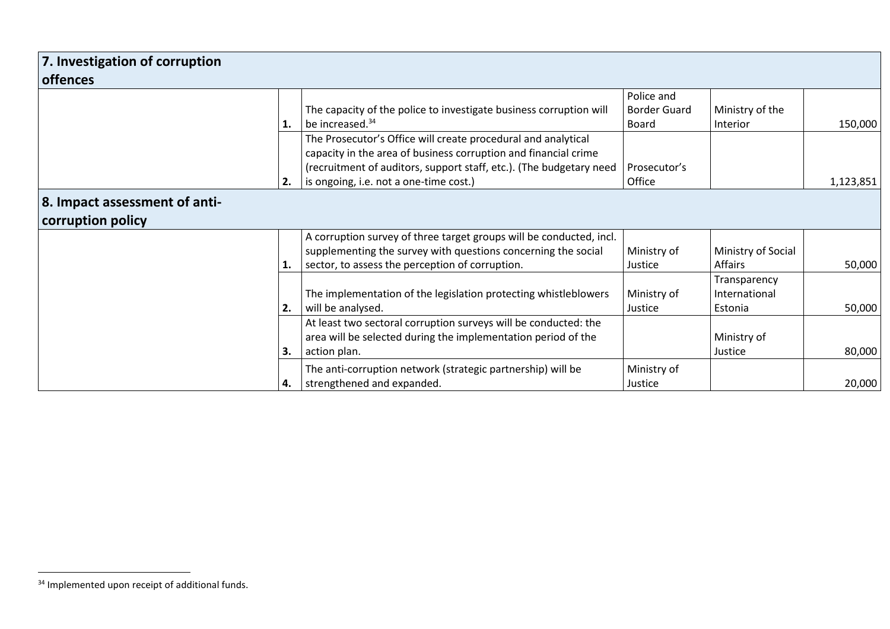| | | | | | |
|---|---|---|---|---|---|
| **7. Investigation of corruption offences** | | | | | |
| | **1.** | The capacity of the police to investigate business corruption will be increased.[34] | Police and Border Guard Board | Ministry of the Interior | 150,000 |
| | **2.** | The Prosecutor's Office will create procedural and analytical capacity in the area of business corruption and financial crime (recruitment of auditors, support staff, etc.). (The budgetary need is ongoing, i.e. not a one-time cost.) | Prosecutor's Office | | 1,123,851 |
| **8. Impact assessment of anti-corruption policy** | | | | | |
| | **1.** | A corruption survey of three target groups will be conducted, incl. supplementing the survey with questions concerning the social sector, to assess the perception of corruption. | Ministry of Justice | Ministry of Social Affairs | 50,000 |
| | **2.** | The implementation of the legislation protecting whistleblowers will be analysed. | Ministry of Justice | Transparency International Estonia | 50,000 |
| | **3.** | At least two sectoral corruption surveys will be conducted: the area will be selected during the implementation period of the action plan. | | Ministry of Justice | 80,000 |
| | **4.** | The anti-corruption network (strategic partnership) will be strengthened and expanded. | Ministry of Justice | | 20,000 |

[34] Implemented upon receipt of additional funds.